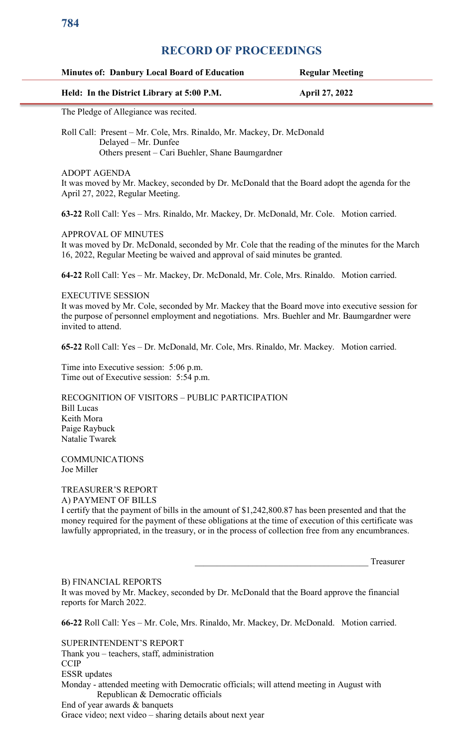# RECORD OF PROCEEDINGS

| **Minutes of: Danbury Local Board of Education** | **Regular Meeting** |
|---|---|
| **Held: In the District Library at 5:00 P.M.** | **April 27, 2022** |

The Pledge of Allegiance was recited.

Roll Call: Present – Mr. Cole, Mrs. Rinaldo, Mr. Mackey, Dr. McDonald
Delayed – Mr. Dunfee
Others present – Cari Buehler, Shane Baumgardner

ADOPT AGENDA
It was moved by Mr. Mackey, seconded by Dr. McDonald that the Board adopt the agenda for the April 27, 2022, Regular Meeting.

**63-22** Roll Call: Yes – Mrs. Rinaldo, Mr. Mackey, Dr. McDonald, Mr. Cole. Motion carried.

APPROVAL OF MINUTES
It was moved by Dr. McDonald, seconded by Mr. Cole that the reading of the minutes for the March 16, 2022, Regular Meeting be waived and approval of said minutes be granted.

**64-22** Roll Call: Yes – Mr. Mackey, Dr. McDonald, Mr. Cole, Mrs. Rinaldo. Motion carried.

EXECUTIVE SESSION
It was moved by Mr. Cole, seconded by Mr. Mackey that the Board move into executive session for the purpose of personnel employment and negotiations. Mrs. Buehler and Mr. Baumgardner were invited to attend.

**65-22** Roll Call: Yes – Dr. McDonald, Mr. Cole, Mrs. Rinaldo, Mr. Mackey. Motion carried.

Time into Executive session: 5:06 p.m.
Time out of Executive session: 5:54 p.m.

RECOGNITION OF VISITORS – PUBLIC PARTICIPATION
Bill Lucas
Keith Mora
Paige Raybuck
Natalie Twarek

COMMUNICATIONS
Joe Miller

TREASURER'S REPORT
A) PAYMENT OF BILLS
I certify that the payment of bills in the amount of $1,242,800.87 has been presented and that the money required for the payment of these obligations at the time of execution of this certificate was lawfully appropriated, in the treasury, or in the process of collection free from any encumbrances.

_____________________________________ Treasurer

B) FINANCIAL REPORTS
It was moved by Mr. Mackey, seconded by Dr. McDonald that the Board approve the financial reports for March 2022.

**66-22** Roll Call: Yes – Mr. Cole, Mrs. Rinaldo, Mr. Mackey, Dr. McDonald. Motion carried.

SUPERINTENDENT'S REPORT
Thank you – teachers, staff, administration
CCIP
ESSR updates
Monday - attended meeting with Democratic officials; will attend meeting in August with Republican & Democratic officials
End of year awards & banquets
Grace video; next video – sharing details about next year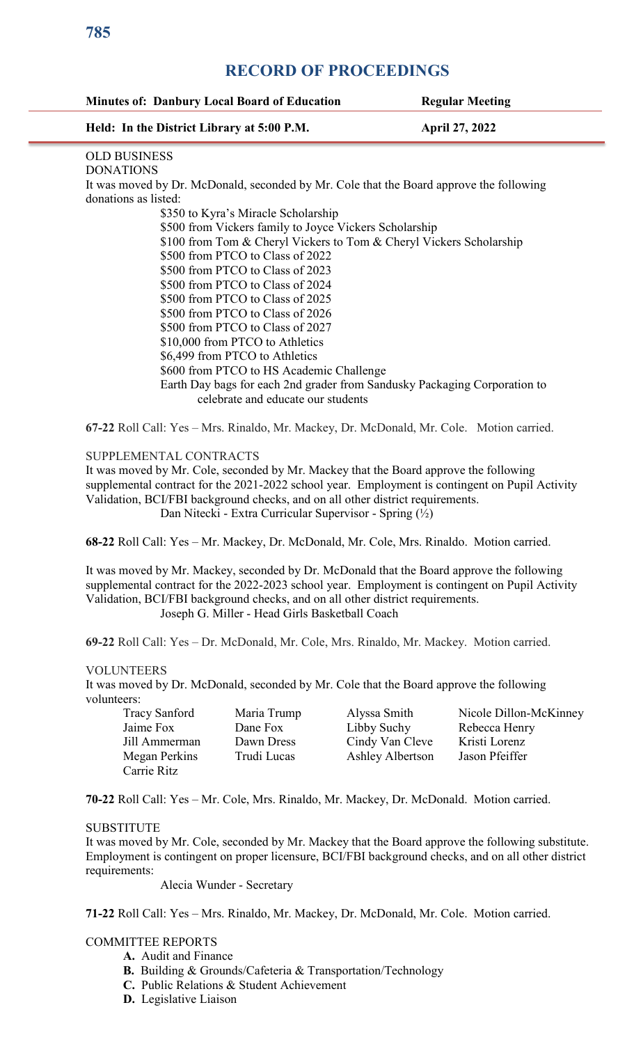# RECORD OF PROCEEDINGS

| **Minutes of: Danbury Local Board of Education** | **Regular Meeting** |
|---|---|
| **Held: In the District Library at 5:00 P.M.** | **April 27, 2022** |

OLD BUSINESS

DONATIONS

It was moved by Dr. McDonald, seconded by Mr. Cole that the Board approve the following donations as listed:

- $350 to Kyra's Miracle Scholarship
- $500 from Vickers family to Joyce Vickers Scholarship
- $100 from Tom & Cheryl Vickers to Tom & Cheryl Vickers Scholarship
- $500 from PTCO to Class of 2022
- $500 from PTCO to Class of 2023
- $500 from PTCO to Class of 2024
- $500 from PTCO to Class of 2025
- $500 from PTCO to Class of 2026
- $500 from PTCO to Class of 2027
- $10,000 from PTCO to Athletics
- $6,499 from PTCO to Athletics
- $600 from PTCO to HS Academic Challenge
- Earth Day bags for each 2nd grader from Sandusky Packaging Corporation to celebrate and educate our students

**67-22** Roll Call: Yes – Mrs. Rinaldo, Mr. Mackey, Dr. McDonald, Mr. Cole. Motion carried.

SUPPLEMENTAL CONTRACTS

It was moved by Mr. Cole, seconded by Mr. Mackey that the Board approve the following supplemental contract for the 2021-2022 school year. Employment is contingent on Pupil Activity Validation, BCI/FBI background checks, and on all other district requirements.

Dan Nitecki - Extra Curricular Supervisor - Spring (½)

**68-22** Roll Call: Yes – Mr. Mackey, Dr. McDonald, Mr. Cole, Mrs. Rinaldo. Motion carried.

It was moved by Mr. Mackey, seconded by Dr. McDonald that the Board approve the following supplemental contract for the 2022-2023 school year. Employment is contingent on Pupil Activity Validation, BCI/FBI background checks, and on all other district requirements.

Joseph G. Miller - Head Girls Basketball Coach

**69-22** Roll Call: Yes – Dr. McDonald, Mr. Cole, Mrs. Rinaldo, Mr. Mackey. Motion carried.

VOLUNTEERS

It was moved by Dr. McDonald, seconded by Mr. Cole that the Board approve the following volunteers:

| | | | |
|---|---|---|---|
| Tracy Sanford | Maria Trump | Alyssa Smith | Nicole Dillon-McKinney |
| Jaime Fox | Dane Fox | Libby Suchy | Rebecca Henry |
| Jill Ammerman | Dawn Dress | Cindy Van Cleve | Kristi Lorenz |
| Megan Perkins | Trudi Lucas | Ashley Albertson | Jason Pfeiffer |
| Carrie Ritz | | | |

**70-22** Roll Call: Yes – Mr. Cole, Mrs. Rinaldo, Mr. Mackey, Dr. McDonald. Motion carried.

SUBSTITUTE

It was moved by Mr. Cole, seconded by Mr. Mackey that the Board approve the following substitute. Employment is contingent on proper licensure, BCI/FBI background checks, and on all other district requirements:

Alecia Wunder - Secretary

**71-22** Roll Call: Yes – Mrs. Rinaldo, Mr. Mackey, Dr. McDonald, Mr. Cole. Motion carried.

COMMITTEE REPORTS

- **A.** Audit and Finance
- **B.** Building & Grounds/Cafeteria & Transportation/Technology
- **C.** Public Relations & Student Achievement
- **D.** Legislative Liaison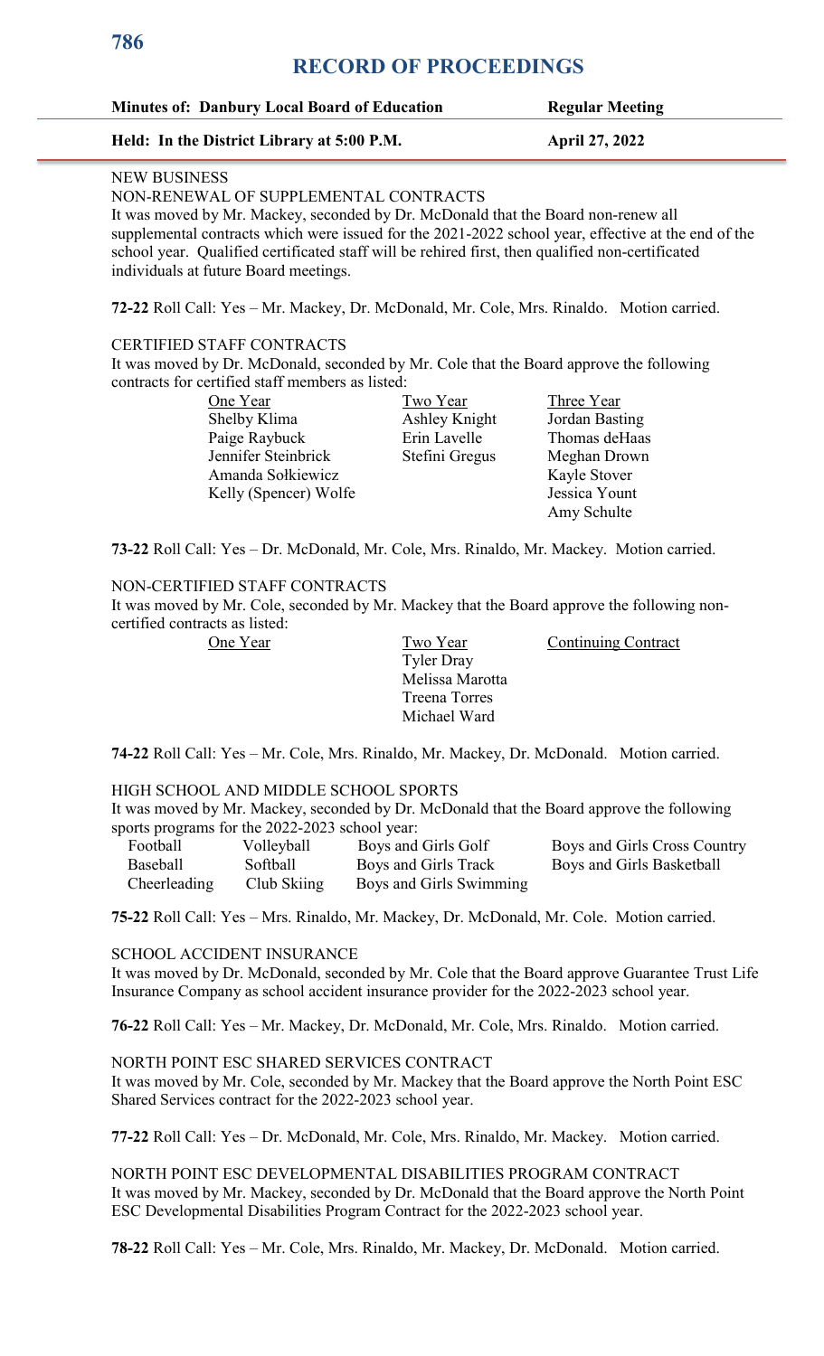# RECORD OF PROCEEDINGS

| Minutes of: Danbury Local Board of Education | Regular Meeting |
|---|---|
| Held: In the District Library at 5:00 P.M. | April 27, 2022 |

NEW BUSINESS

NON-RENEWAL OF SUPPLEMENTAL CONTRACTS

It was moved by Mr. Mackey, seconded by Dr. McDonald that the Board non-renew all supplemental contracts which were issued for the 2021-2022 school year, effective at the end of the school year. Qualified certificated staff will be rehired first, then qualified non-certificated individuals at future Board meetings.

**72-22** Roll Call: Yes – Mr. Mackey, Dr. McDonald, Mr. Cole, Mrs. Rinaldo. Motion carried.

CERTIFIED STAFF CONTRACTS

It was moved by Dr. McDonald, seconded by Mr. Cole that the Board approve the following contracts for certified staff members as listed:

| One Year | Two Year | Three Year |
|---|---|---|
| Shelby Klima | Ashley Knight | Jordan Basting |
| Paige Raybuck | Erin Lavelle | Thomas deHaas |
| Jennifer Steinbrick | Stefini Gregus | Meghan Drown |
| Amanda Sołkiewicz | | Kayle Stover |
| Kelly (Spencer) Wolfe | | Jessica Yount |
| | | Amy Schulte |

**73-22** Roll Call: Yes – Dr. McDonald, Mr. Cole, Mrs. Rinaldo, Mr. Mackey. Motion carried.

NON-CERTIFIED STAFF CONTRACTS

It was moved by Mr. Cole, seconded by Mr. Mackey that the Board approve the following non-certified contracts as listed:

| One Year | Two Year | Continuing Contract |
|---|---|---|
| | Tyler Dray | |
| | Melissa Marotta | |
| | Treena Torres | |
| | Michael Ward | |

**74-22** Roll Call: Yes – Mr. Cole, Mrs. Rinaldo, Mr. Mackey, Dr. McDonald. Motion carried.

HIGH SCHOOL AND MIDDLE SCHOOL SPORTS

It was moved by Mr. Mackey, seconded by Dr. McDonald that the Board approve the following sports programs for the 2022-2023 school year:

| | | | |
|---|---|---|---|
| Football | Volleyball | Boys and Girls Golf | Boys and Girls Cross Country |
| Baseball | Softball | Boys and Girls Track | Boys and Girls Basketball |
| Cheerleading | Club Skiing | Boys and Girls Swimming | |

**75-22** Roll Call: Yes – Mrs. Rinaldo, Mr. Mackey, Dr. McDonald, Mr. Cole. Motion carried.

SCHOOL ACCIDENT INSURANCE

It was moved by Dr. McDonald, seconded by Mr. Cole that the Board approve Guarantee Trust Life Insurance Company as school accident insurance provider for the 2022-2023 school year.

**76-22** Roll Call: Yes – Mr. Mackey, Dr. McDonald, Mr. Cole, Mrs. Rinaldo. Motion carried.

NORTH POINT ESC SHARED SERVICES CONTRACT

It was moved by Mr. Cole, seconded by Mr. Mackey that the Board approve the North Point ESC Shared Services contract for the 2022-2023 school year.

**77-22** Roll Call: Yes – Dr. McDonald, Mr. Cole, Mrs. Rinaldo, Mr. Mackey. Motion carried.

NORTH POINT ESC DEVELOPMENTAL DISABILITIES PROGRAM CONTRACT

It was moved by Mr. Mackey, seconded by Dr. McDonald that the Board approve the North Point ESC Developmental Disabilities Program Contract for the 2022-2023 school year.

**78-22** Roll Call: Yes – Mr. Cole, Mrs. Rinaldo, Mr. Mackey, Dr. McDonald. Motion carried.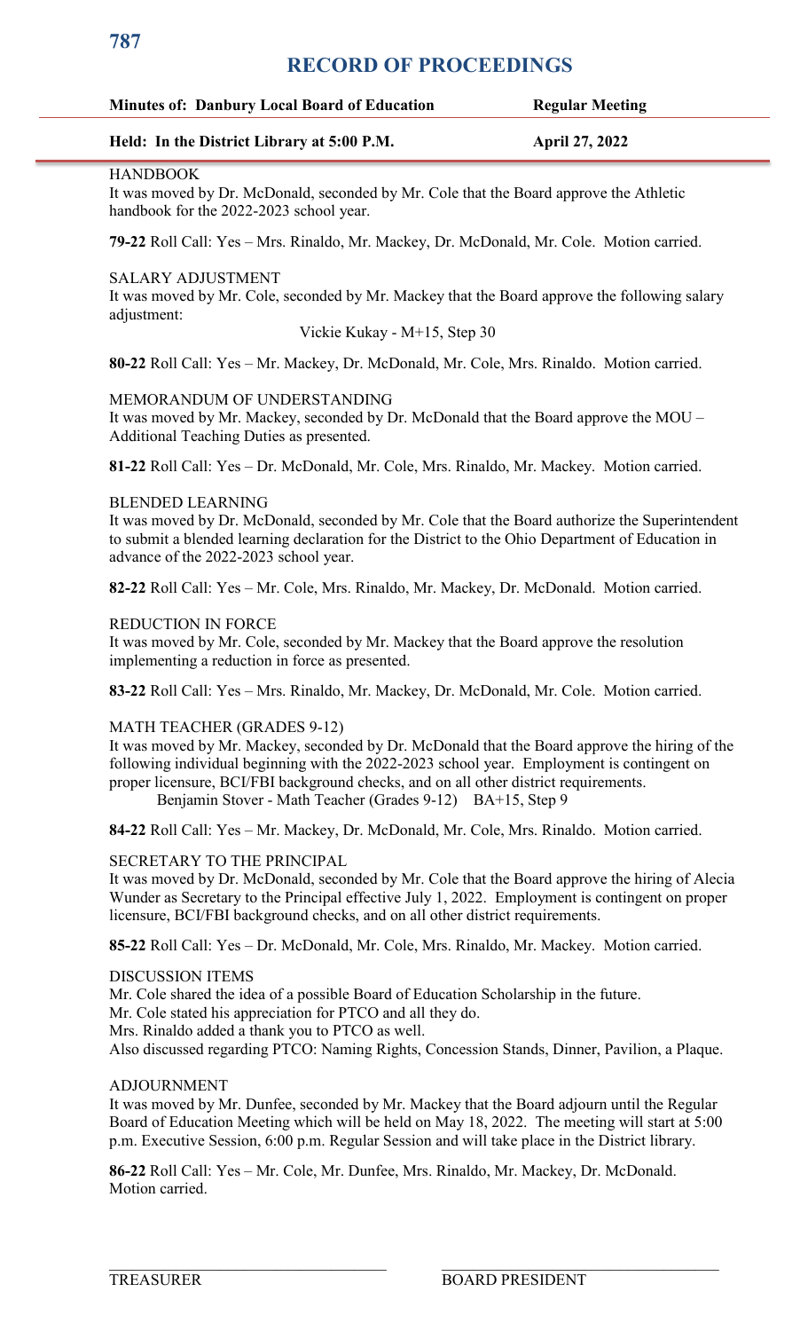# RECORD OF PROCEEDINGS

**Minutes of: Danbury Local Board of Education** **Regular Meeting**

**Held: In the District Library at 5:00 P.M.** **April 27, 2022**

HANDBOOK
It was moved by Dr. McDonald, seconded by Mr. Cole that the Board approve the Athletic handbook for the 2022-2023 school year.

**79-22** Roll Call: Yes – Mrs. Rinaldo, Mr. Mackey, Dr. McDonald, Mr. Cole. Motion carried.

SALARY ADJUSTMENT
It was moved by Mr. Cole, seconded by Mr. Mackey that the Board approve the following salary adjustment:

Vickie Kukay - M+15, Step 30

**80-22** Roll Call: Yes – Mr. Mackey, Dr. McDonald, Mr. Cole, Mrs. Rinaldo. Motion carried.

MEMORANDUM OF UNDERSTANDING
It was moved by Mr. Mackey, seconded by Dr. McDonald that the Board approve the MOU – Additional Teaching Duties as presented.

**81-22** Roll Call: Yes – Dr. McDonald, Mr. Cole, Mrs. Rinaldo, Mr. Mackey. Motion carried.

BLENDED LEARNING
It was moved by Dr. McDonald, seconded by Mr. Cole that the Board authorize the Superintendent to submit a blended learning declaration for the District to the Ohio Department of Education in advance of the 2022-2023 school year.

**82-22** Roll Call: Yes – Mr. Cole, Mrs. Rinaldo, Mr. Mackey, Dr. McDonald. Motion carried.

REDUCTION IN FORCE
It was moved by Mr. Cole, seconded by Mr. Mackey that the Board approve the resolution implementing a reduction in force as presented.

**83-22** Roll Call: Yes – Mrs. Rinaldo, Mr. Mackey, Dr. McDonald, Mr. Cole. Motion carried.

MATH TEACHER (GRADES 9-12)
It was moved by Mr. Mackey, seconded by Dr. McDonald that the Board approve the hiring of the following individual beginning with the 2022-2023 school year. Employment is contingent on proper licensure, BCI/FBI background checks, and on all other district requirements.

Benjamin Stover - Math Teacher (Grades 9-12) BA+15, Step 9

**84-22** Roll Call: Yes – Mr. Mackey, Dr. McDonald, Mr. Cole, Mrs. Rinaldo. Motion carried.

SECRETARY TO THE PRINCIPAL
It was moved by Dr. McDonald, seconded by Mr. Cole that the Board approve the hiring of Alecia Wunder as Secretary to the Principal effective July 1, 2022. Employment is contingent on proper licensure, BCI/FBI background checks, and on all other district requirements.

**85-22** Roll Call: Yes – Dr. McDonald, Mr. Cole, Mrs. Rinaldo, Mr. Mackey. Motion carried.

DISCUSSION ITEMS
Mr. Cole shared the idea of a possible Board of Education Scholarship in the future.
Mr. Cole stated his appreciation for PTCO and all they do.
Mrs. Rinaldo added a thank you to PTCO as well.
Also discussed regarding PTCO: Naming Rights, Concession Stands, Dinner, Pavilion, a Plaque.

ADJOURNMENT
It was moved by Mr. Dunfee, seconded by Mr. Mackey that the Board adjourn until the Regular Board of Education Meeting which will be held on May 18, 2022. The meeting will start at 5:00 p.m. Executive Session, 6:00 p.m. Regular Session and will take place in the District library.

**86-22** Roll Call: Yes – Mr. Cole, Mr. Dunfee, Mrs. Rinaldo, Mr. Mackey, Dr. McDonald. Motion carried.

\_\_\_\_\_\_\_\_\_\_\_\_\_\_\_\_\_\_\_\_\_\_\_\_\_\_\_\_ \_\_\_\_\_\_\_\_\_\_\_\_\_\_\_\_\_\_\_\_\_\_\_\_\_\_\_\_
TREASURER BOARD PRESIDENT